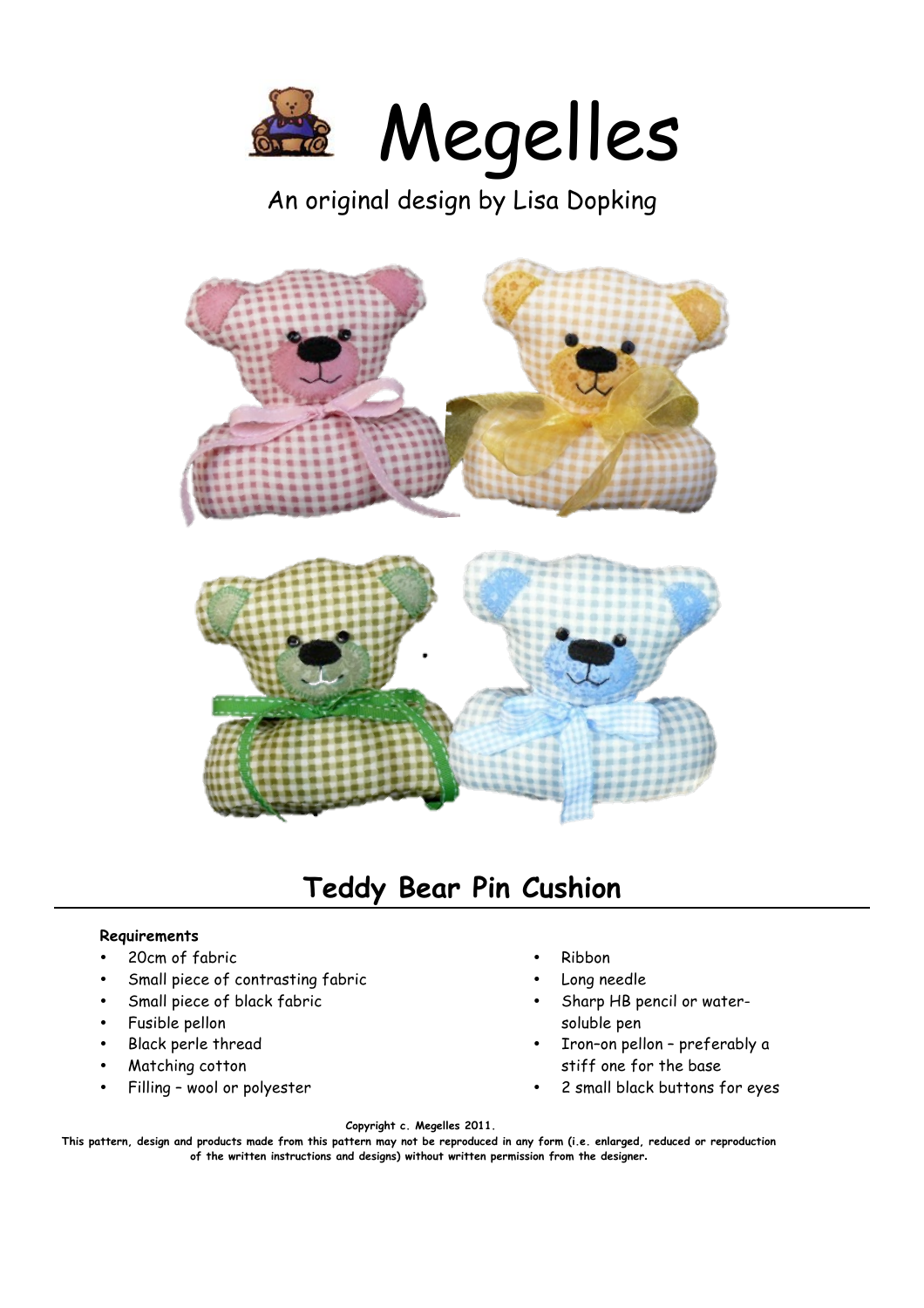# Megelles

An original design by Lisa Dopking

## Teddy Bear Pin Cushion

**Requirements**

- 20cm of fabric
- Small piece of contrasting fabric
- Small piece of black fabric
- Fusible pellon
- Black perle thread
- Matching cotton
- Filling – wool or polyester
- Ribbon
- Long needle
- Sharp HB pencil or water-soluble pen
- Iron-on pellon – preferably a stiff one for the base
- 2 small black buttons for eyes

**Copyright c. Megelles 2011.**
**This pattern, design and products made from this pattern may not be reproduced in any form (i.e. enlarged, reduced or reproduction of the written instructions and designs) without written permission from the designer.**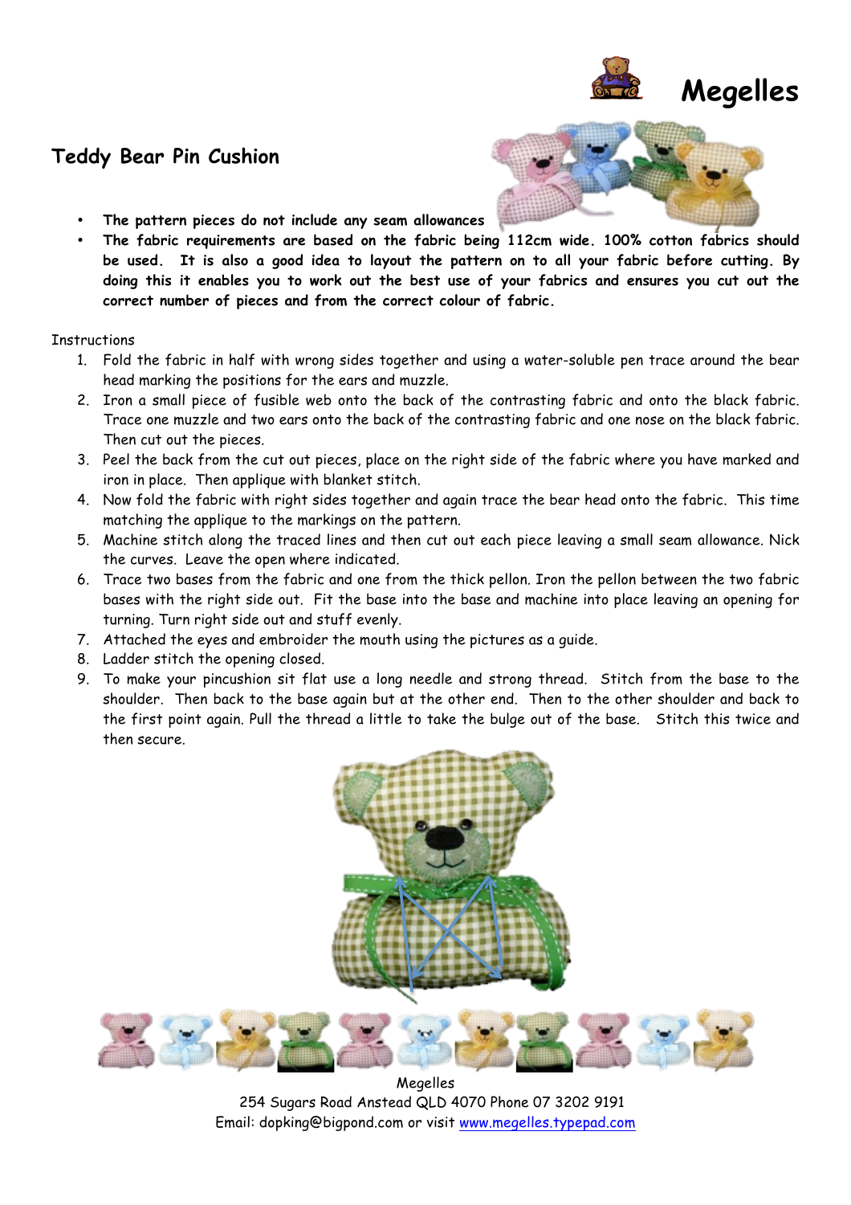Megelles

## Teddy Bear Pin Cushion

- **The pattern pieces do not include any seam allowances**
- **The fabric requirements are based on the fabric being 112cm wide. 100% cotton fabrics should be used. It is also a good idea to layout the pattern on to all your fabric before cutting. By doing this it enables you to work out the best use of your fabrics and ensures you cut out the correct number of pieces and from the correct colour of fabric.**

Instructions

1. Fold the fabric in half with wrong sides together and using a water-soluble pen trace around the bear head marking the positions for the ears and muzzle.
2. Iron a small piece of fusible web onto the back of the contrasting fabric and onto the black fabric. Trace one muzzle and two ears onto the back of the contrasting fabric and one nose on the black fabric. Then cut out the pieces.
3. Peel the back from the cut out pieces, place on the right side of the fabric where you have marked and iron in place. Then applique with blanket stitch.
4. Now fold the fabric with right sides together and again trace the bear head onto the fabric. This time matching the applique to the markings on the pattern.
5. Machine stitch along the traced lines and then cut out each piece leaving a small seam allowance. Nick the curves. Leave the open where indicated.
6. Trace two bases from the fabric and one from the thick pellon. Iron the pellon between the two fabric bases with the right side out. Fit the base into the base and machine into place leaving an opening for turning. Turn right side out and stuff evenly.
7. Attached the eyes and embroider the mouth using the pictures as a guide.
8. Ladder stitch the opening closed.
9. To make your pincushion sit flat use a long needle and strong thread. Stitch from the base to the shoulder. Then back to the base again but at the other end. Then to the other shoulder and back to the first point again. Pull the thread a little to take the bulge out of the base. Stitch this twice and then secure.

Megelles
254 Sugars Road Anstead QLD 4070 Phone 07 3202 9191
Email: dopking@bigpond.com or visit www.megelles.typepad.com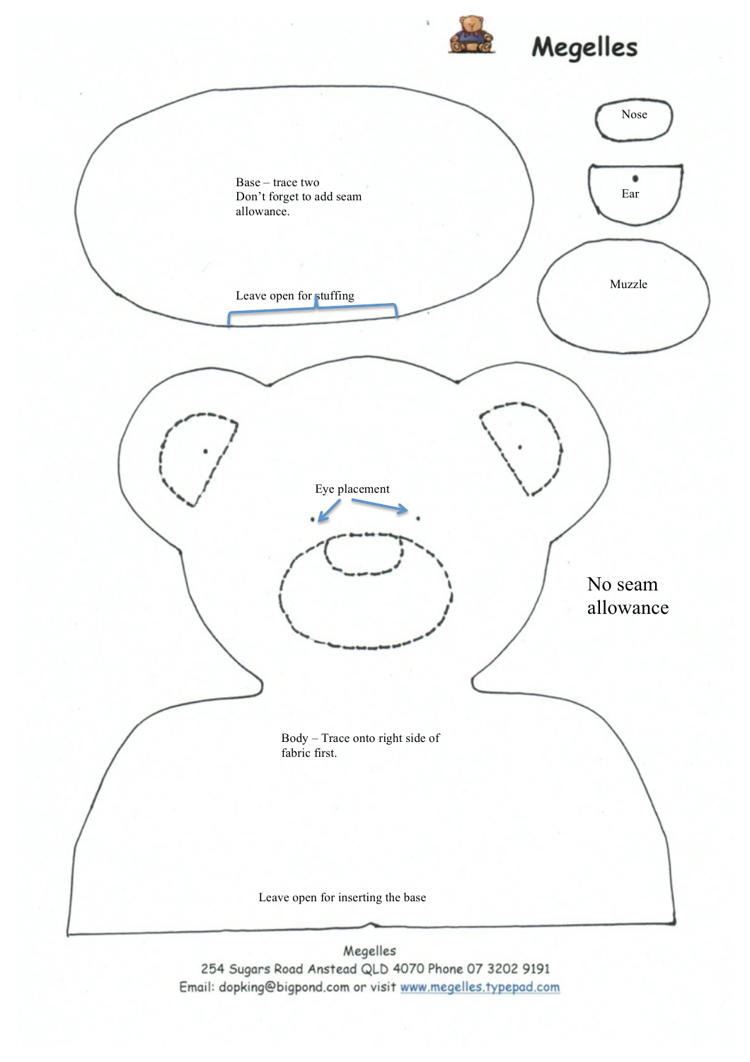# Megelles

Nose

Ear

Muzzle

Base – trace two
Don't forget to add seam allowance.

Leave open for stuffing

Eye placement

No seam allowance

Body – Trace onto right side of fabric first.

Leave open for inserting the base

Megelles
254 Sugars Road Anstead QLD 4070 Phone 07 3202 9191
Email: dopking@bigpond.com or visit www.megelles.typepad.com